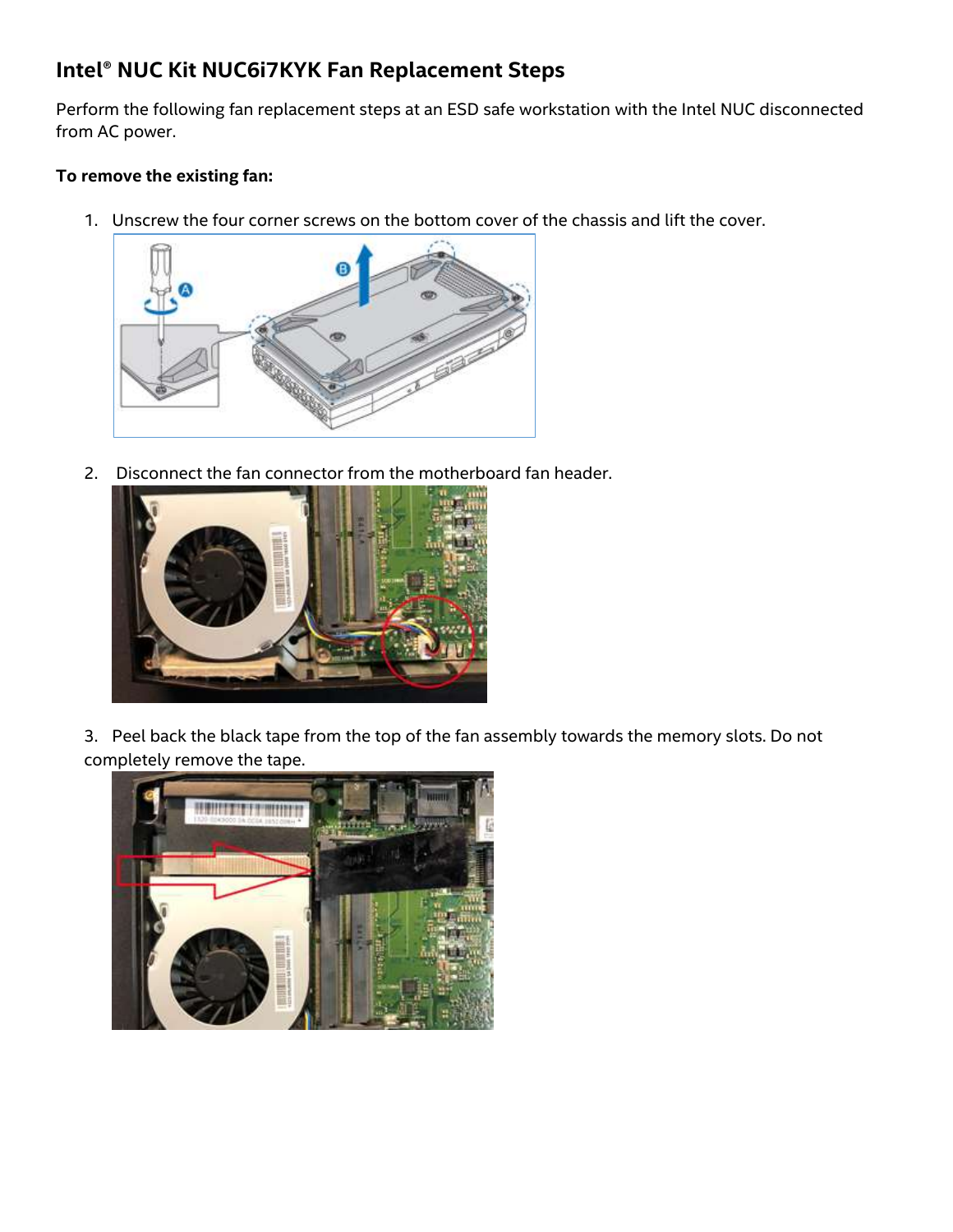## Intel® NUC Kit NUC6i7KYK Fan Replacement Steps

Perform the following fan replacement steps at an ESD safe workstation with the Intel NUC disconnected from AC power.

**To remove the existing fan:**

1. Unscrew the four corner screws on the bottom cover of the chassis and lift the cover.

2. Disconnect the fan connector from the motherboard fan header.

3. Peel back the black tape from the top of the fan assembly towards the memory slots. Do not completely remove the tape.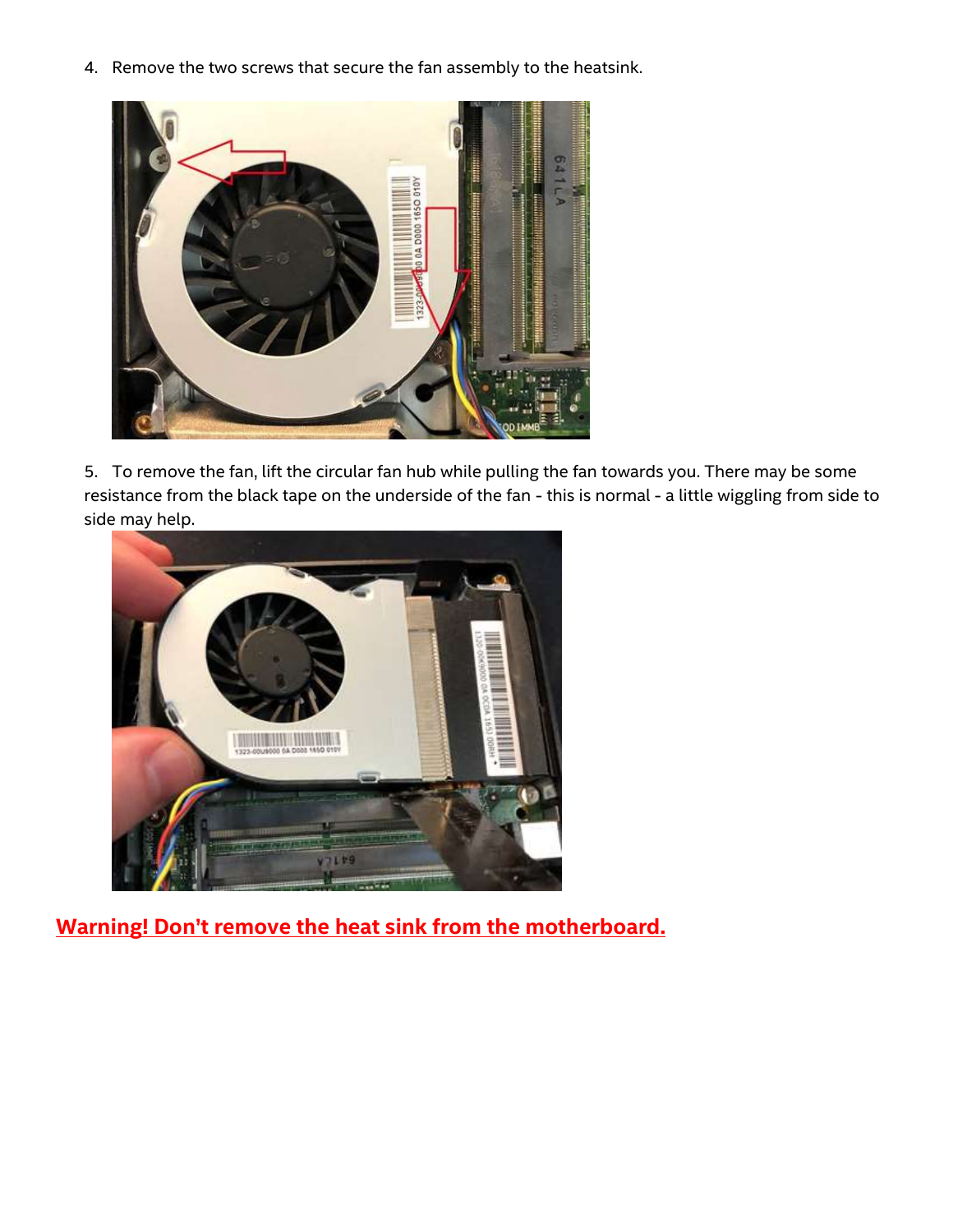4. Remove the two screws that secure the fan assembly to the heatsink.

5. To remove the fan, lift the circular fan hub while pulling the fan towards you. There may be some resistance from the black tape on the underside of the fan - this is normal - a little wiggling from side to side may help.

**Warning! Don't remove the heat sink from the motherboard.**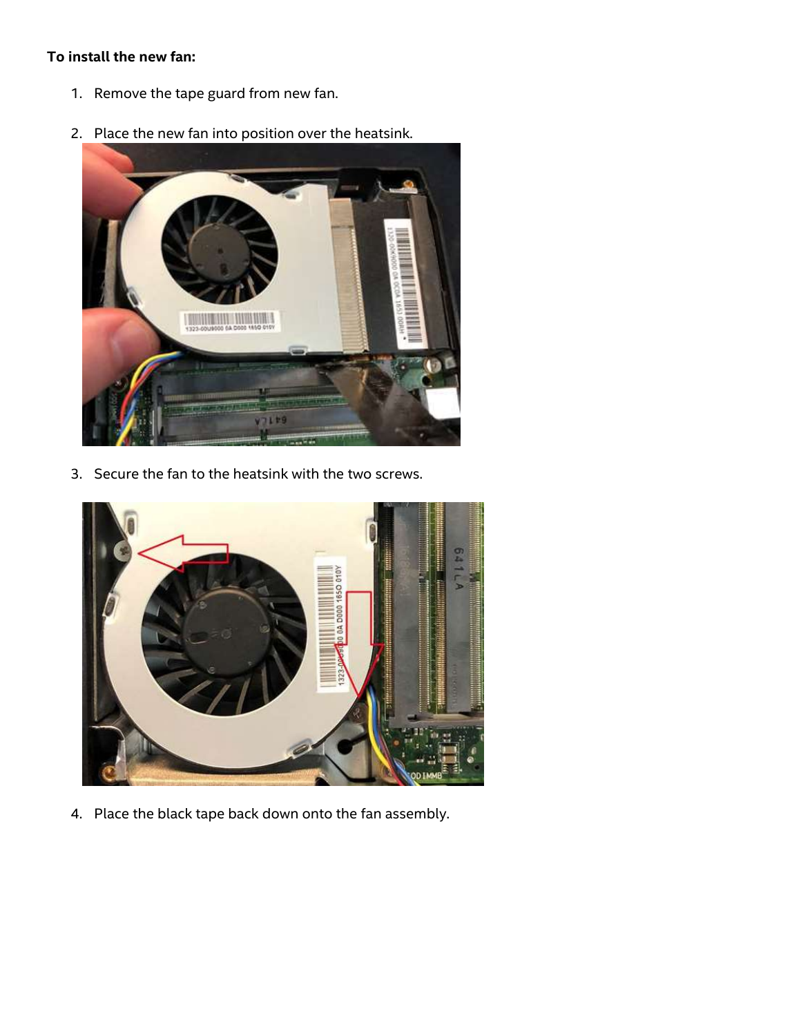**To install the new fan:**

1. Remove the tape guard from new fan.
2. Place the new fan into position over the heatsink.
3. Secure the fan to the heatsink with the two screws.
4. Place the black tape back down onto the fan assembly.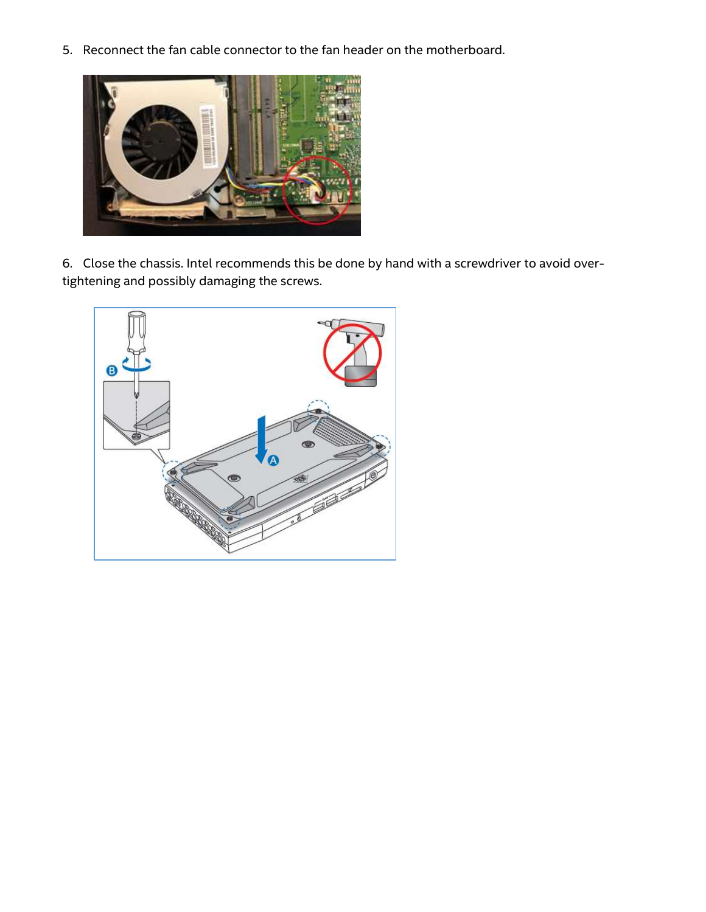5. Reconnect the fan cable connector to the fan header on the motherboard.

6. Close the chassis. Intel recommends this be done by hand with a screwdriver to avoid over-tightening and possibly damaging the screws.